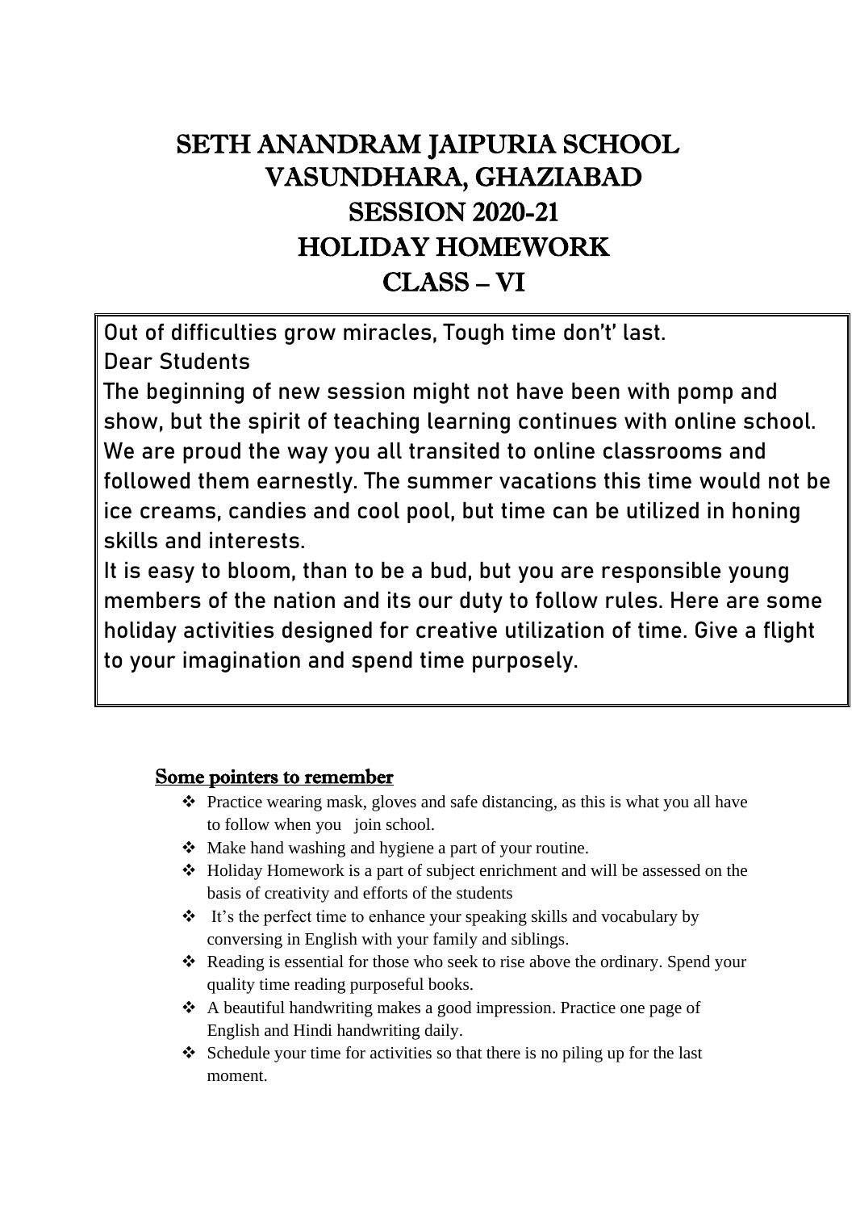# SETH ANANDRAM JAIPURIA SCHOOL
# VASUNDHARA, GHAZIABAD
# SESSION 2020-21
# HOLIDAY HOMEWORK
# CLASS – VI

Out of difficulties grow miracles, Tough time don't' last.

Dear Students

The beginning of new session might not have been with pomp and show, but the spirit of teaching learning continues with online school. We are proud the way you all transited to online classrooms and followed them earnestly. The summer vacations this time would not be ice creams, candies and cool pool, but time can be utilized in honing skills and interests.

It is easy to bloom, than to be a bud, but you are responsible young members of the nation and its our duty to follow rules. Here are some holiday activities designed for creative utilization of time. Give a flight to your imagination and spend time purposely.

## Some pointers to remember

- Practice wearing mask, gloves and safe distancing, as this is what you all have to follow when you join school.
- Make hand washing and hygiene a part of your routine.
- Holiday Homework is a part of subject enrichment and will be assessed on the basis of creativity and efforts of the students
- It's the perfect time to enhance your speaking skills and vocabulary by conversing in English with your family and siblings.
- Reading is essential for those who seek to rise above the ordinary. Spend your quality time reading purposeful books.
- A beautiful handwriting makes a good impression. Practice one page of English and Hindi handwriting daily.
- Schedule your time for activities so that there is no piling up for the last moment.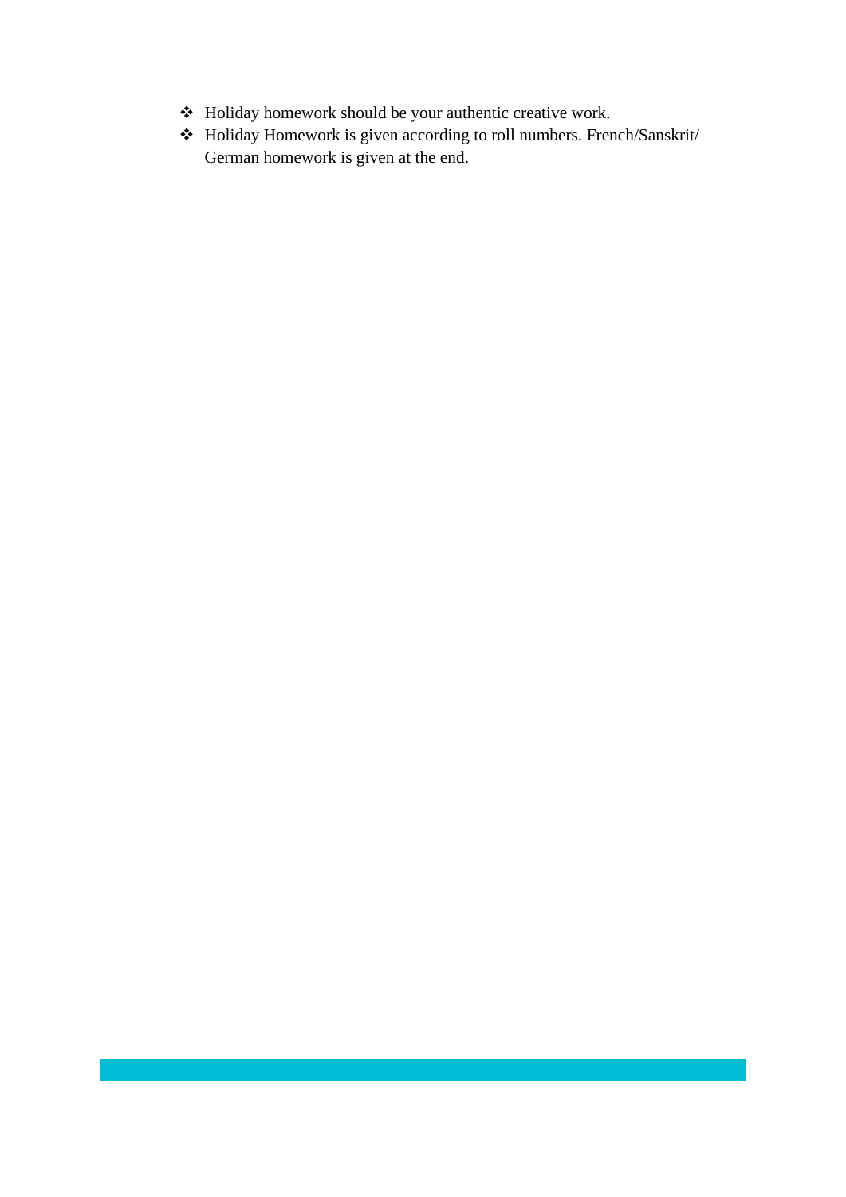- Holiday homework should be your authentic creative work.
- Holiday Homework is given according to roll numbers. French/Sanskrit/ German homework is given at the end.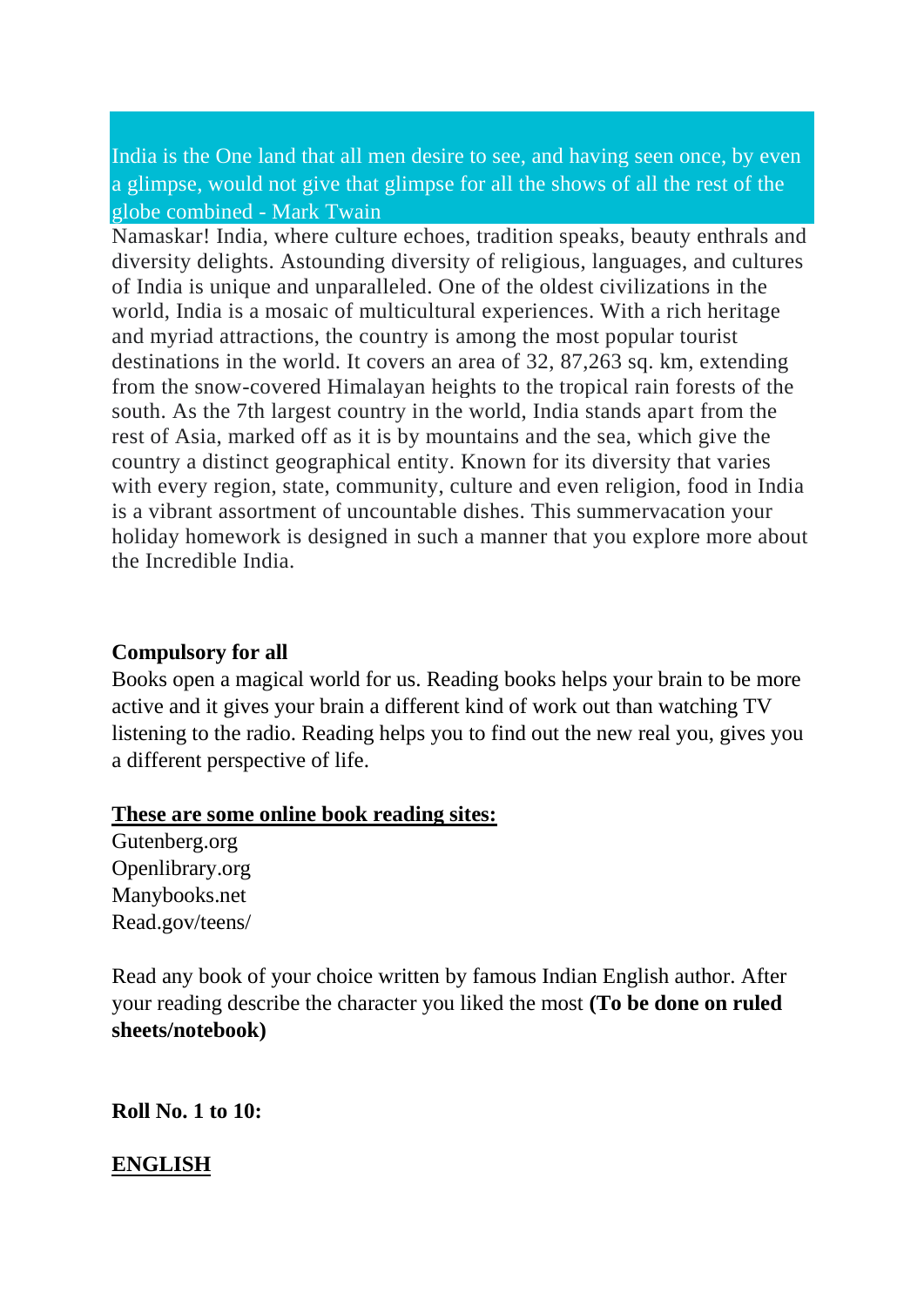India is the One land that all men desire to see, and having seen once, by even a glimpse, would not give that glimpse for all the shows of all the rest of the globe combined - Mark Twain

Namaskar! India, where culture echoes, tradition speaks, beauty enthrals and diversity delights. Astounding diversity of religious, languages, and cultures of India is unique and unparalleled. One of the oldest civilizations in the world, India is a mosaic of multicultural experiences. With a rich heritage and myriad attractions, the country is among the most popular tourist destinations in the world. It covers an area of 32, 87,263 sq. km, extending from the snow-covered Himalayan heights to the tropical rain forests of the south. As the 7th largest country in the world, India stands apart from the rest of Asia, marked off as it is by mountains and the sea, which give the country a distinct geographical entity. Known for its diversity that varies with every region, state, community, culture and even religion, food in India is a vibrant assortment of uncountable dishes. This summervacation your holiday homework is designed in such a manner that you explore more about the Incredible India.

**Compulsory for all**

Books open a magical world for us. Reading books helps your brain to be more active and it gives your brain a different kind of work out than watching TV listening to the radio. Reading helps you to find out the new real you, gives you a different perspective of life.

**<u>These are some online book reading sites:</u>**

Gutenberg.org
Openlibrary.org
Manybooks.net
Read.gov/teens/

Read any book of your choice written by famous Indian English author. After your reading describe the character you liked the most **(To be done on ruled sheets/notebook)**

**Roll No. 1 to 10:**

**<u>ENGLISH</u>**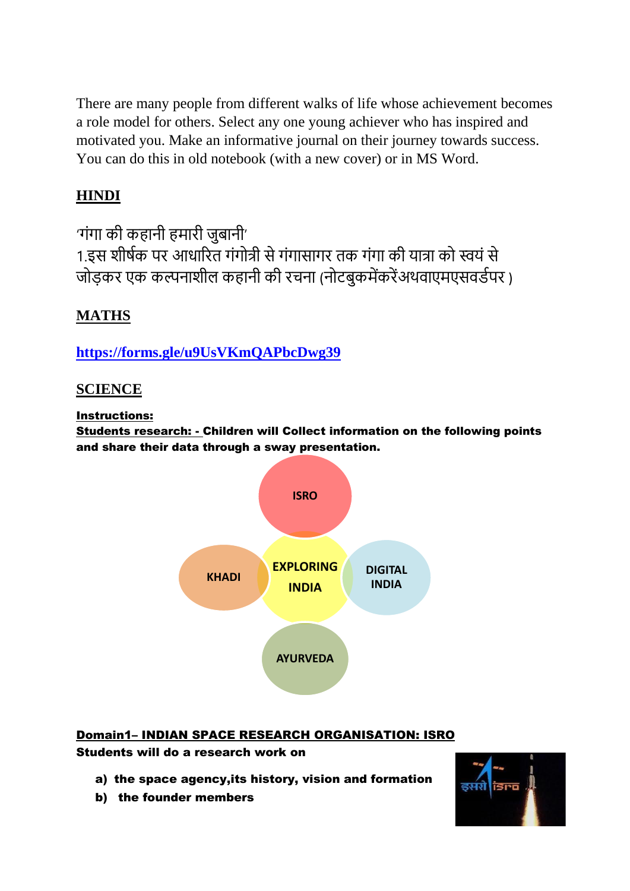There are many people from different walks of life whose achievement becomes a role model for others. Select any one young achiever who has inspired and motivated you. Make an informative journal on their journey towards success. You can do this in old notebook (with a new cover) or in MS Word.

## HINDI

'गंगा की कहानी हमारी जुबानी'

1.इस शीर्षक पर आधारित गंगोत्री से गंगासागर तक गंगा की यात्रा को स्वयं से जोड़कर एक कल्पनाशील कहानी की रचना (नोटबुकमेंकरेंअथवाएमएसवर्डपर )

## MATHS

https://forms.gle/u9UsVKmQAPbcDwg39

## SCIENCE

**Instructions:**

**Students research: - Children will Collect information on the following points and share their data through a sway presentation.**

ISRO

KHADI

EXPLORING INDIA

DIGITAL INDIA

AYURVEDA

**Domain1– INDIAN SPACE RESEARCH ORGANISATION: ISRO**

**Students will do a research work on**

a) **the space agency,its history, vision and formation**
b) **the founder members**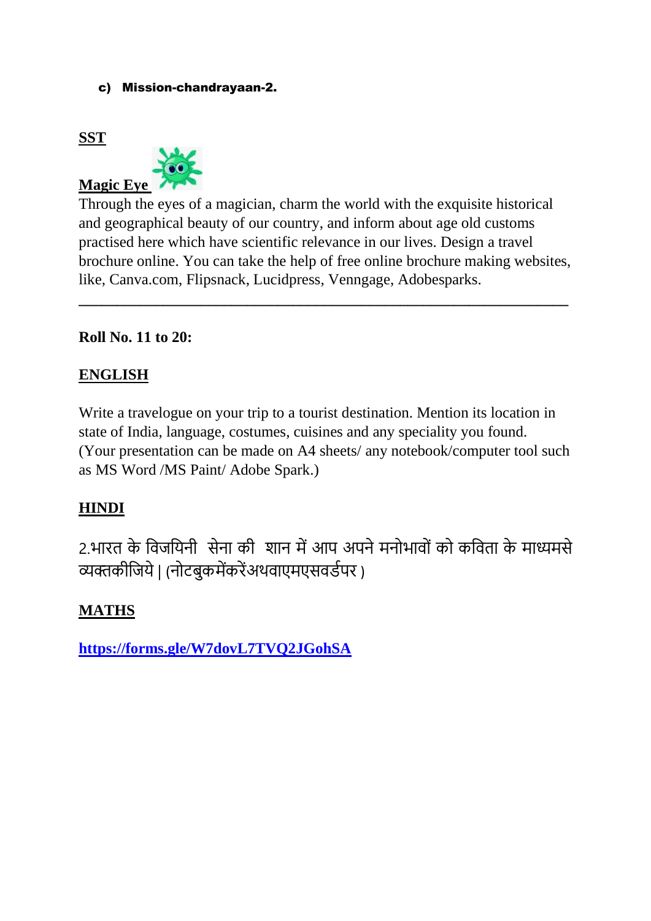**c) Mission-chandrayaan-2.**

## SST

**Magic Eye**

Through the eyes of a magician, charm the world with the exquisite historical and geographical beauty of our country, and inform about age old customs practised here which have scientific relevance in our lives. Design a travel brochure online. You can take the help of free online brochure making websites, like, Canva.com, Flipsnack, Lucidpress, Venngage, Adobesparks.

---

**Roll No. 11 to 20:**

## ENGLISH

Write a travelogue on your trip to a tourist destination. Mention its location in state of India, language, costumes, cuisines and any speciality you found. (Your presentation can be made on A4 sheets/ any notebook/computer tool such as MS Word /MS Paint/ Adobe Spark.)

## HINDI

2.भारत के विजयिनी  सेना की  शान में आप अपने मनोभावों को कविता के माध्यमसे व्यक्तकीजिये | (नोटबुकमेंकरेंअथवाएमएसवर्डपर )

## MATHS

**https://forms.gle/W7dovL7TVQ2JGohSA**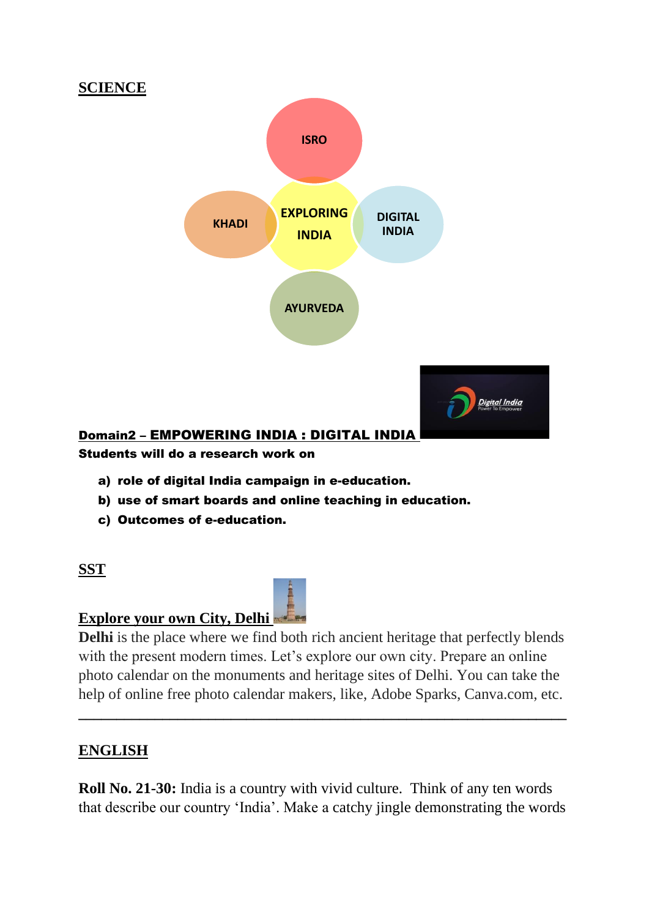**SCIENCE**

ISRO

KHADI

EXPLORING INDIA

DIGITAL INDIA

AYURVEDA

**Domain2 – EMPOWERING INDIA : DIGITAL INDIA**

**Students will do a research work on**

a) **role of digital India campaign in e-education.**
b) **use of smart boards and online teaching in education.**
c) **Outcomes of e-education.**

**SST**

**Explore your own City, Delhi**

**Delhi** is the place where we find both rich ancient heritage that perfectly blends with the present modern times. Let's explore our own city. Prepare an online photo calendar on the monuments and heritage sites of Delhi. You can take the help of online free photo calendar makers, like, Adobe Sparks, Canva.com, etc.

---

**ENGLISH**

**Roll No. 21-30:** India is a country with vivid culture. Think of any ten words that describe our country 'India'. Make a catchy jingle demonstrating the words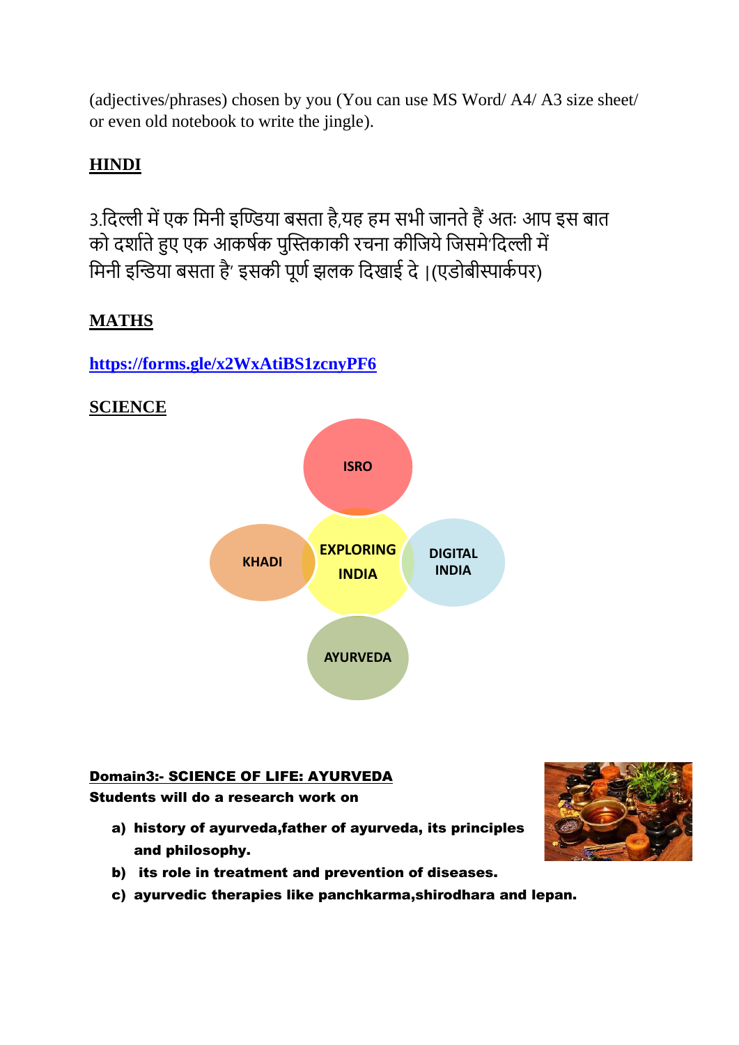(adjectives/phrases) chosen by you (You can use MS Word/ A4/ A3 size sheet/ or even old notebook to write the jingle).

**HINDI**

3.दिल्ली में एक मिनी इण्डिया बसता है,यह हम सभी जानते हैं अतः आप इस बात को दर्शाते हुए एक आकर्षक पुस्तिकाकी रचना कीजिये जिसमे'दिल्ली में मिनी इन्डिया बसता है' इसकी पूर्ण झलक दिखाई दे ।(एडोबीस्पार्कपर)

**MATHS**

**https://forms.gle/x2WxAtiBS1zcnyPF6**

**SCIENCE**

ISRO

KHADI

EXPLORING INDIA

DIGITAL INDIA

AYURVEDA

**Domain3:- SCIENCE OF LIFE: AYURVEDA**

**Students will do a research work on**

a) **history of ayurveda,father of ayurveda, its principles and philosophy.**
b) **its role in treatment and prevention of diseases.**
c) **ayurvedic therapies like panchkarma,shirodhara and lepan.**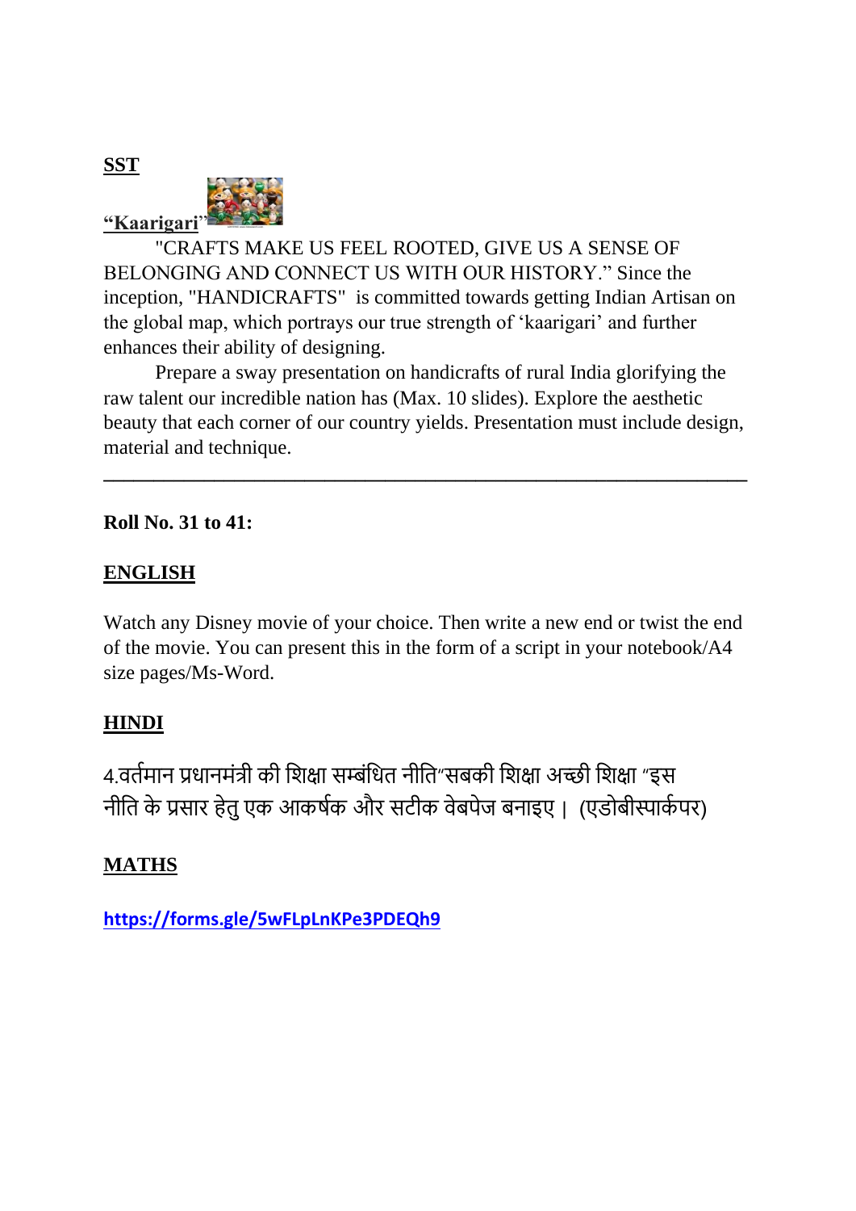**SST**

**"Kaarigari"**

"CRAFTS MAKE US FEEL ROOTED, GIVE US A SENSE OF BELONGING AND CONNECT US WITH OUR HISTORY." Since the inception, "HANDICRAFTS" is committed towards getting Indian Artisan on the global map, which portrays our true strength of 'kaarigari' and further enhances their ability of designing.

Prepare a sway presentation on handicrafts of rural India glorifying the raw talent our incredible nation has (Max. 10 slides). Explore the aesthetic beauty that each corner of our country yields. Presentation must include design, material and technique.

---

**Roll No. 31 to 41:**

**ENGLISH**

Watch any Disney movie of your choice. Then write a new end or twist the end of the movie. You can present this in the form of a script in your notebook/A4 size pages/Ms-Word.

**HINDI**

4.वर्तमान प्रधानमंत्री की शिक्षा सम्बंधित नीति"सबकी शिक्षा अच्छी शिक्षा "इस नीति के प्रसार हेतु एक आकर्षक और सटीक वेबपेज बनाइए। (एडोबीस्पार्कपर)

**MATHS**

https://forms.gle/5wFLpLnKPe3PDEQh9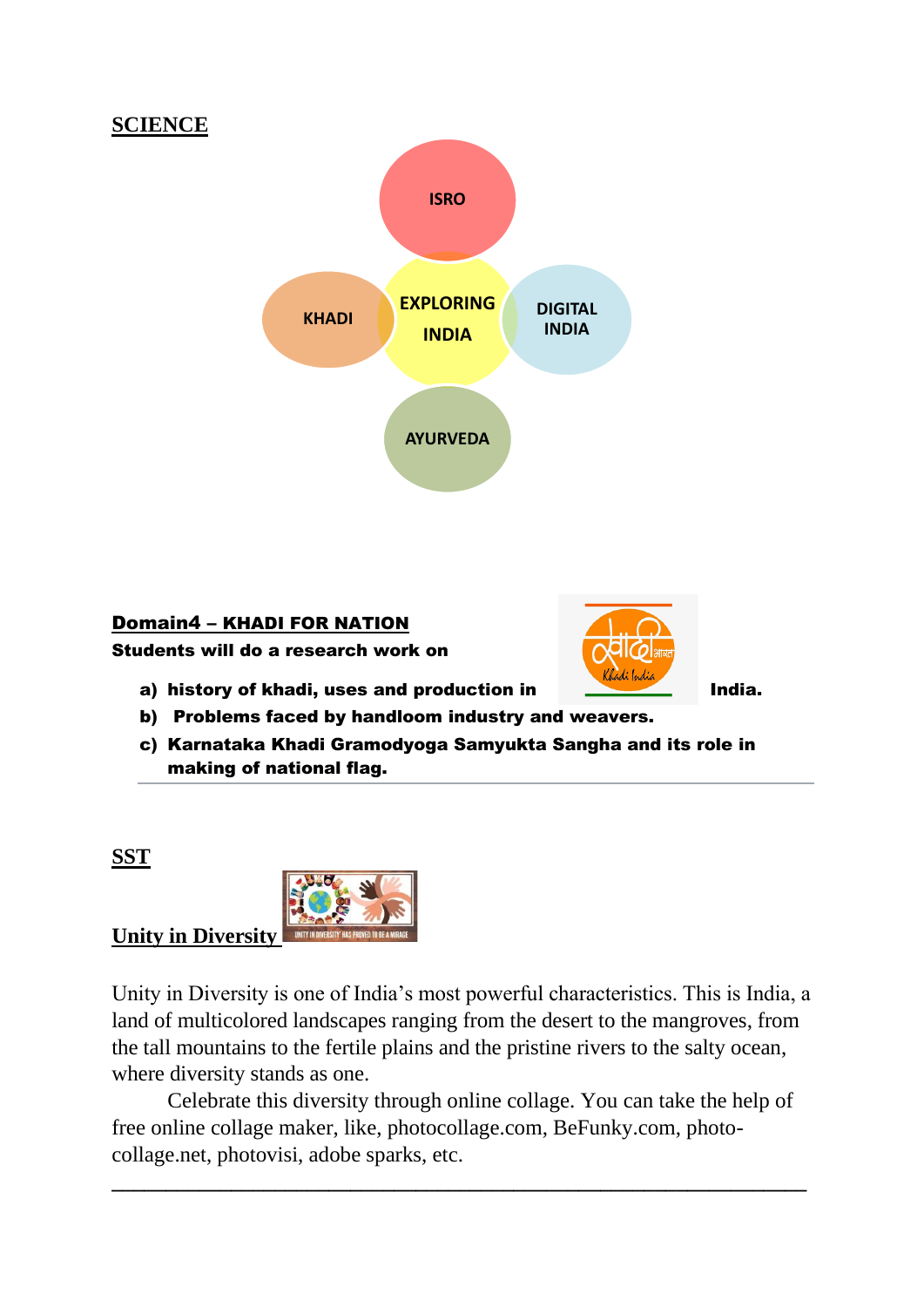## SCIENCE

ISRO

KHADI

EXPLORING INDIA

DIGITAL INDIA

AYURVEDA

### Domain4 – KHADI FOR NATION

**Students will do a research work on**

a) **history of khadi, uses and production in India.**

b) **Problems faced by handloom industry and weavers.**

c) **Karnataka Khadi Gramodyoga Samyukta Sangha and its role in making of national flag.**

## SST

### Unity in Diversity

Unity in Diversity is one of India's most powerful characteristics. This is India, a land of multicolored landscapes ranging from the desert to the mangroves, from the tall mountains to the fertile plains and the pristine rivers to the salty ocean, where diversity stands as one.

Celebrate this diversity through online collage. You can take the help of free online collage maker, like, photocollage.com, BeFunky.com, photo-collage.net, photovisi, adobe sparks, etc.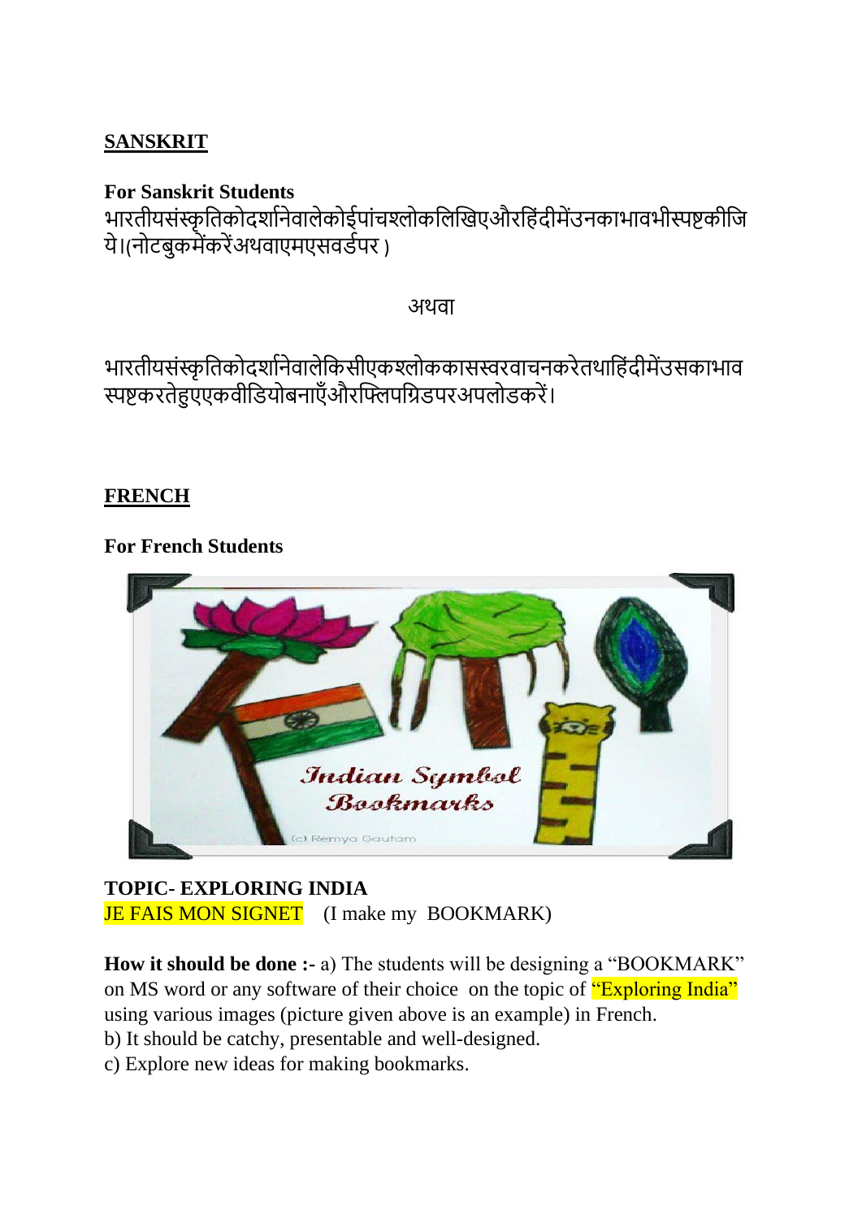**SANSKRIT**

**For Sanskrit Students**

भारतीयसंस्कृतिकोदर्शानेवालेकोईपांचश्लोकलिखिएऔरहिंदीमेंउनकाभावभीस्पष्टकीजिये।(नोटबुकमेंकरेंअथवाएमएसवर्डपर )

अथवा

भारतीयसंस्कृतिकोदर्शानेवालेकिसीएकश्लोककासस्वरवाचनकरेतथाहिंदीमेंउसकाभाव स्पष्टकरतेहुएएकवीडियोबनाएँऔरफ्लिपग्रिडपरअपलोडकरें।

**FRENCH**

**For French Students**

**TOPIC- EXPLORING INDIA**

JE FAIS MON SIGNET (I make my BOOKMARK)

**How it should be done :-** a) The students will be designing a "BOOKMARK" on MS word or any software of their choice on the topic of "Exploring India" using various images (picture given above is an example) in French.

b) It should be catchy, presentable and well-designed.

c) Explore new ideas for making bookmarks.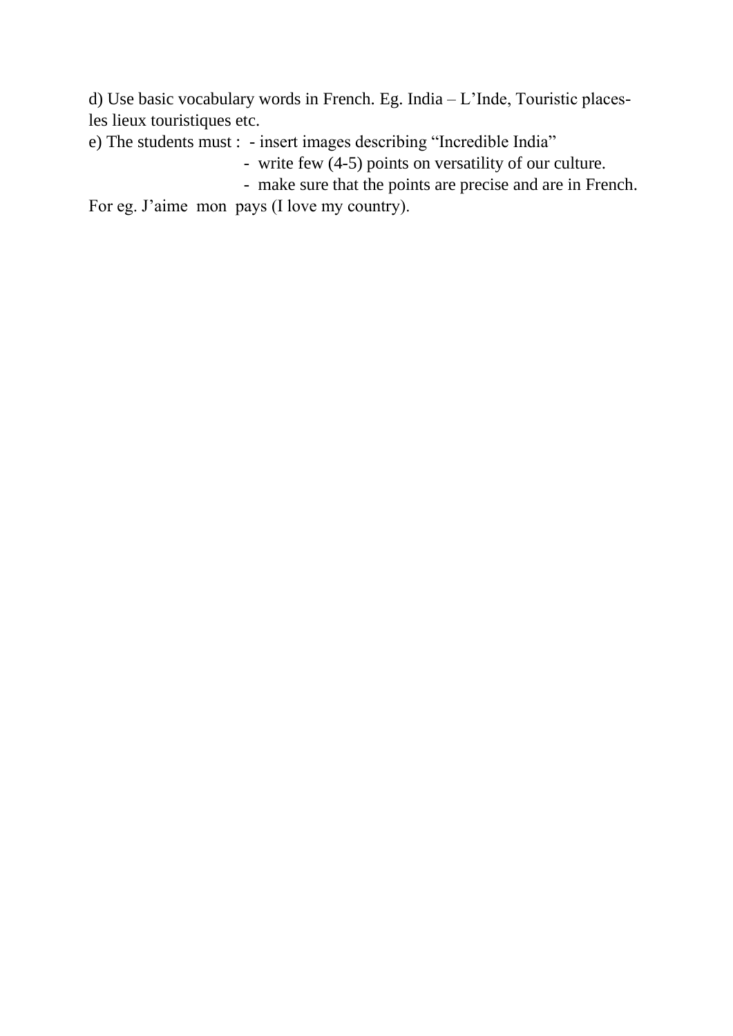d) Use basic vocabulary words in French. Eg. India – L'Inde, Touristic places- les lieux touristiques etc.

e) The students must :
- insert images describing "Incredible India"
- write few (4-5) points on versatility of our culture.
- make sure that the points are precise and are in French.

For eg. J'aime mon pays (I love my country).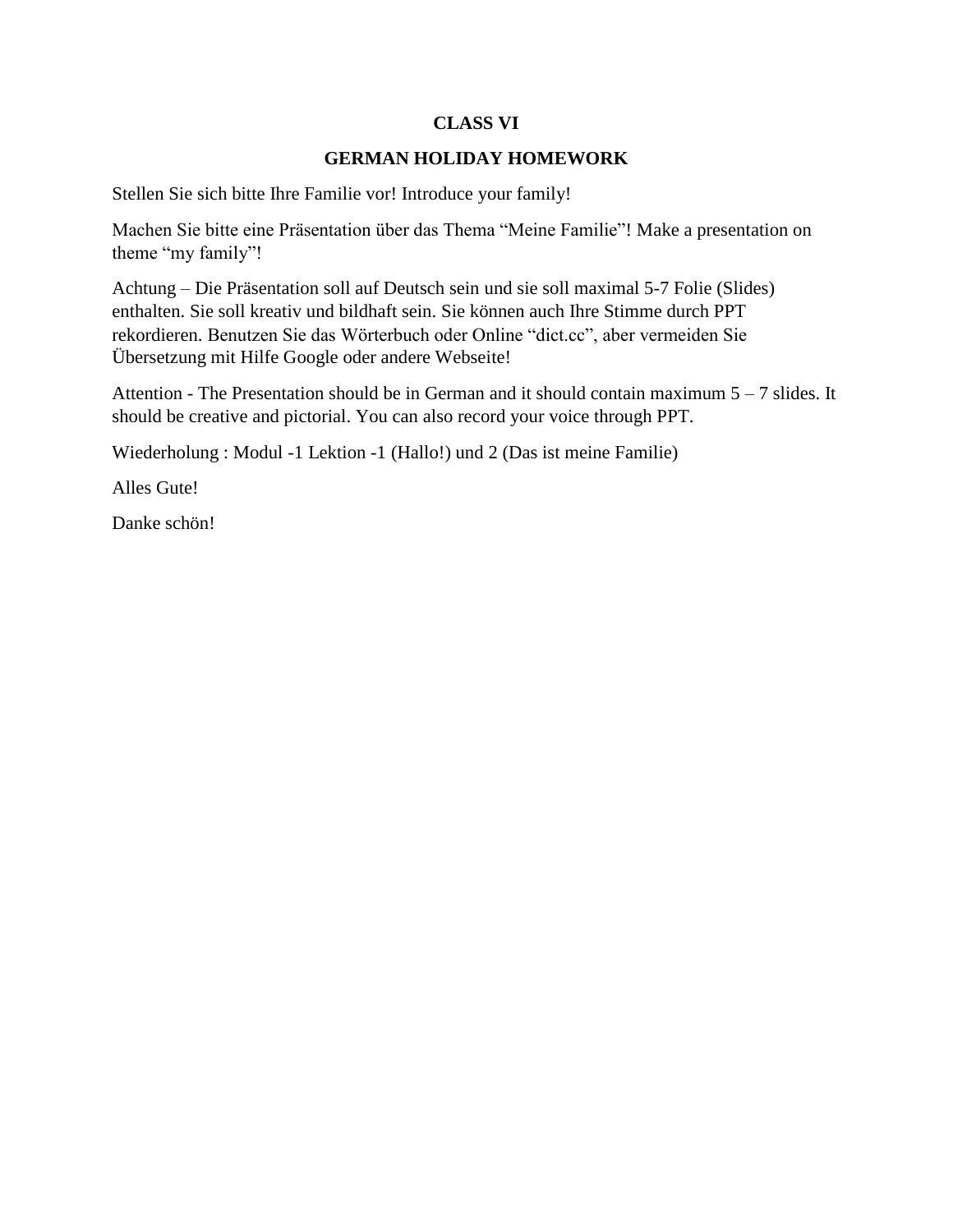**CLASS VI**

**GERMAN HOLIDAY HOMEWORK**

Stellen Sie sich bitte Ihre Familie vor! Introduce your family!

Machen Sie bitte eine Präsentation über das Thema "Meine Familie"! Make a presentation on theme "my family"!

Achtung – Die Präsentation soll auf Deutsch sein und sie soll maximal 5-7 Folie (Slides) enthalten. Sie soll kreativ und bildhaft sein. Sie können auch Ihre Stimme durch PPT rekordieren. Benutzen Sie das Wörterbuch oder Online "dict.cc", aber vermeiden Sie Übersetzung mit Hilfe Google oder andere Webseite!

Attention - The Presentation should be in German and it should contain maximum 5 – 7 slides. It should be creative and pictorial. You can also record your voice through PPT.

Wiederholung : Modul -1 Lektion -1 (Hallo!) und 2 (Das ist meine Familie)

Alles Gute!

Danke schön!